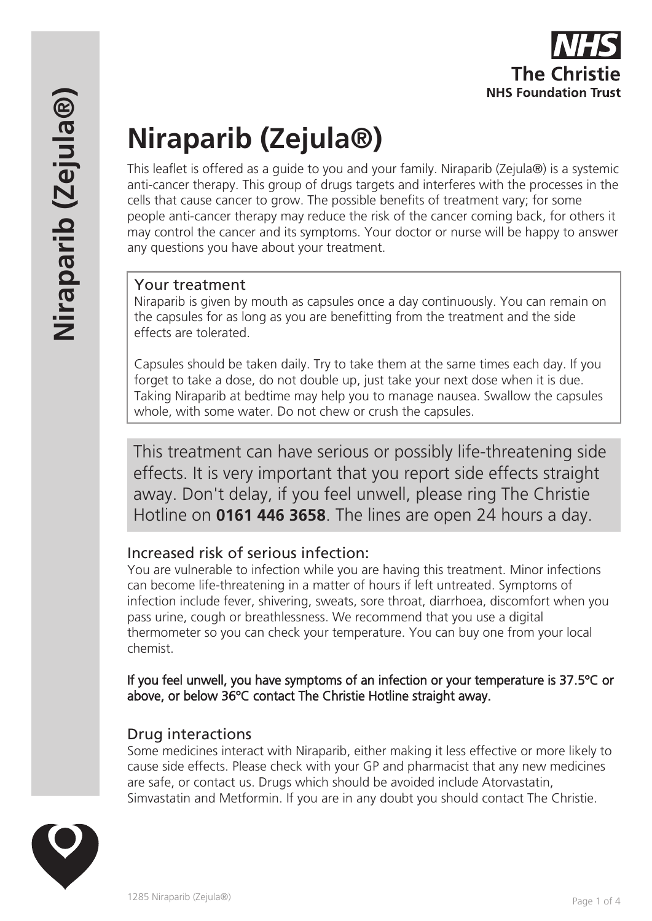The Christie
NHS Foundation Trust

# Niraparib (Zejula®)

This leaflet is offered as a guide to you and your family. Niraparib (Zejula®) is a systemic anti-cancer therapy. This group of drugs targets and interferes with the processes in the cells that cause cancer to grow. The possible benefits of treatment vary; for some people anti-cancer therapy may reduce the risk of the cancer coming back, for others it may control the cancer and its symptoms. Your doctor or nurse will be happy to answer any questions you have about your treatment.

## Your treatment

Niraparib is given by mouth as capsules once a day continuously. You can remain on the capsules for as long as you are benefitting from the treatment and the side effects are tolerated.

Capsules should be taken daily. Try to take them at the same times each day. If you forget to take a dose, do not double up, just take your next dose when it is due. Taking Niraparib at bedtime may help you to manage nausea. Swallow the capsules whole, with some water. Do not chew or crush the capsules.

This treatment can have serious or possibly life-threatening side effects. It is very important that you report side effects straight away. Don't delay, if you feel unwell, please ring The Christie Hotline on **0161 446 3658**. The lines are open 24 hours a day.

## Increased risk of serious infection:

You are vulnerable to infection while you are having this treatment. Minor infections can become life-threatening in a matter of hours if left untreated. Symptoms of infection include fever, shivering, sweats, sore throat, diarrhoea, discomfort when you pass urine, cough or breathlessness. We recommend that you use a digital thermometer so you can check your temperature. You can buy one from your local chemist.

**If you feel unwell, you have symptoms of an infection or your temperature is 37.5ºC or above, or below 36ºC contact The Christie Hotline straight away.**

## Drug interactions

Some medicines interact with Niraparib, either making it less effective or more likely to cause side effects. Please check with your GP and pharmacist that any new medicines are safe, or contact us. Drugs which should be avoided include Atorvastatin, Simvastatin and Metformin. If you are in any doubt you should contact The Christie.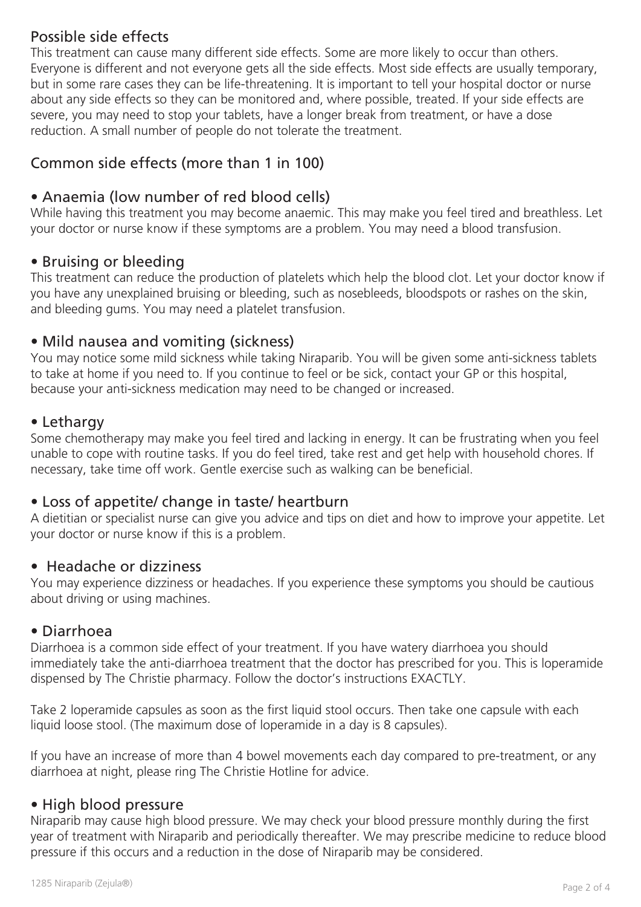## Possible side effects

This treatment can cause many different side effects. Some are more likely to occur than others. Everyone is different and not everyone gets all the side effects. Most side effects are usually temporary, but in some rare cases they can be life-threatening. It is important to tell your hospital doctor or nurse about any side effects so they can be monitored and, where possible, treated. If your side effects are severe, you may need to stop your tablets, have a longer break from treatment, or have a dose reduction. A small number of people do not tolerate the treatment.

## Common side effects (more than 1 in 100)

### • Anaemia (low number of red blood cells)

While having this treatment you may become anaemic. This may make you feel tired and breathless. Let your doctor or nurse know if these symptoms are a problem. You may need a blood transfusion.

### • Bruising or bleeding

This treatment can reduce the production of platelets which help the blood clot. Let your doctor know if you have any unexplained bruising or bleeding, such as nosebleeds, bloodspots or rashes on the skin, and bleeding gums. You may need a platelet transfusion.

### • Mild nausea and vomiting (sickness)

You may notice some mild sickness while taking Niraparib. You will be given some anti-sickness tablets to take at home if you need to. If you continue to feel or be sick, contact your GP or this hospital, because your anti-sickness medication may need to be changed or increased.

### • Lethargy

Some chemotherapy may make you feel tired and lacking in energy. It can be frustrating when you feel unable to cope with routine tasks. If you do feel tired, take rest and get help with household chores. If necessary, take time off work. Gentle exercise such as walking can be beneficial.

### • Loss of appetite/ change in taste/ heartburn

A dietitian or specialist nurse can give you advice and tips on diet and how to improve your appetite. Let your doctor or nurse know if this is a problem.

### • Headache or dizziness

You may experience dizziness or headaches. If you experience these symptoms you should be cautious about driving or using machines.

### • Diarrhoea

Diarrhoea is a common side effect of your treatment. If you have watery diarrhoea you should immediately take the anti-diarrhoea treatment that the doctor has prescribed for you. This is loperamide dispensed by The Christie pharmacy. Follow the doctor's instructions EXACTLY.

Take 2 loperamide capsules as soon as the first liquid stool occurs. Then take one capsule with each liquid loose stool. (The maximum dose of loperamide in a day is 8 capsules).

If you have an increase of more than 4 bowel movements each day compared to pre-treatment, or any diarrhoea at night, please ring The Christie Hotline for advice.

### • High blood pressure

Niraparib may cause high blood pressure. We may check your blood pressure monthly during the first year of treatment with Niraparib and periodically thereafter. We may prescribe medicine to reduce blood pressure if this occurs and a reduction in the dose of Niraparib may be considered.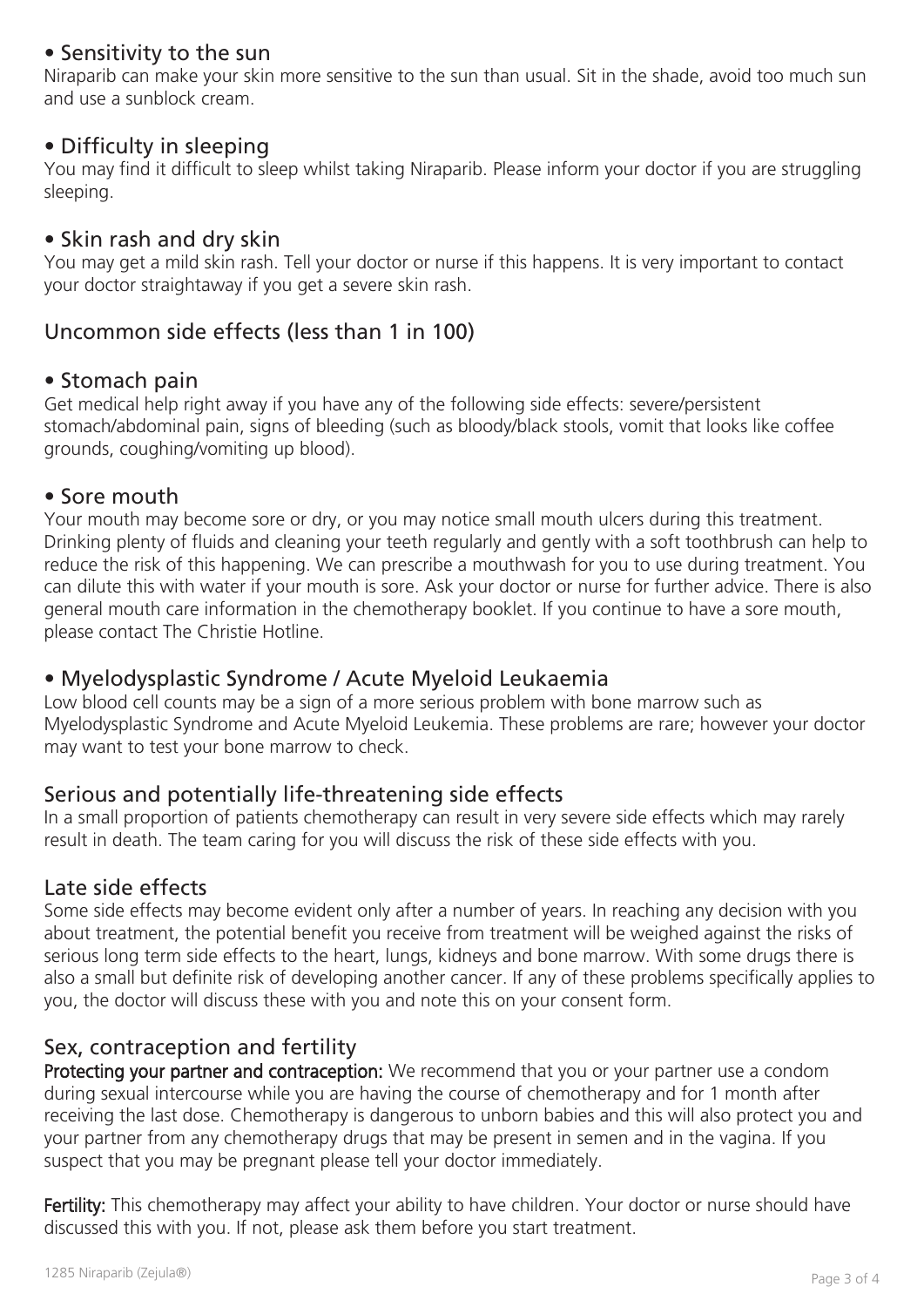### • Sensitivity to the sun

Niraparib can make your skin more sensitive to the sun than usual. Sit in the shade, avoid too much sun and use a sunblock cream.

### • Difficulty in sleeping

You may find it difficult to sleep whilst taking Niraparib. Please inform your doctor if you are struggling sleeping.

### • Skin rash and dry skin

You may get a mild skin rash. Tell your doctor or nurse if this happens. It is very important to contact your doctor straightaway if you get a severe skin rash.

## Uncommon side effects (less than 1 in 100)

### • Stomach pain

Get medical help right away if you have any of the following side effects: severe/persistent stomach/abdominal pain, signs of bleeding (such as bloody/black stools, vomit that looks like coffee grounds, coughing/vomiting up blood).

### • Sore mouth

Your mouth may become sore or dry, or you may notice small mouth ulcers during this treatment. Drinking plenty of fluids and cleaning your teeth regularly and gently with a soft toothbrush can help to reduce the risk of this happening. We can prescribe a mouthwash for you to use during treatment. You can dilute this with water if your mouth is sore. Ask your doctor or nurse for further advice. There is also general mouth care information in the chemotherapy booklet. If you continue to have a sore mouth, please contact The Christie Hotline.

### • Myelodysplastic Syndrome / Acute Myeloid Leukaemia

Low blood cell counts may be a sign of a more serious problem with bone marrow such as Myelodysplastic Syndrome and Acute Myeloid Leukemia. These problems are rare; however your doctor may want to test your bone marrow to check.

## Serious and potentially life-threatening side effects

In a small proportion of patients chemotherapy can result in very severe side effects which may rarely result in death. The team caring for you will discuss the risk of these side effects with you.

## Late side effects

Some side effects may become evident only after a number of years. In reaching any decision with you about treatment, the potential benefit you receive from treatment will be weighed against the risks of serious long term side effects to the heart, lungs, kidneys and bone marrow. With some drugs there is also a small but definite risk of developing another cancer. If any of these problems specifically applies to you, the doctor will discuss these with you and note this on your consent form.

## Sex, contraception and fertility

**Protecting your partner and contraception:** We recommend that you or your partner use a condom during sexual intercourse while you are having the course of chemotherapy and for 1 month after receiving the last dose. Chemotherapy is dangerous to unborn babies and this will also protect you and your partner from any chemotherapy drugs that may be present in semen and in the vagina. If you suspect that you may be pregnant please tell your doctor immediately.

**Fertility:** This chemotherapy may affect your ability to have children. Your doctor or nurse should have discussed this with you. If not, please ask them before you start treatment.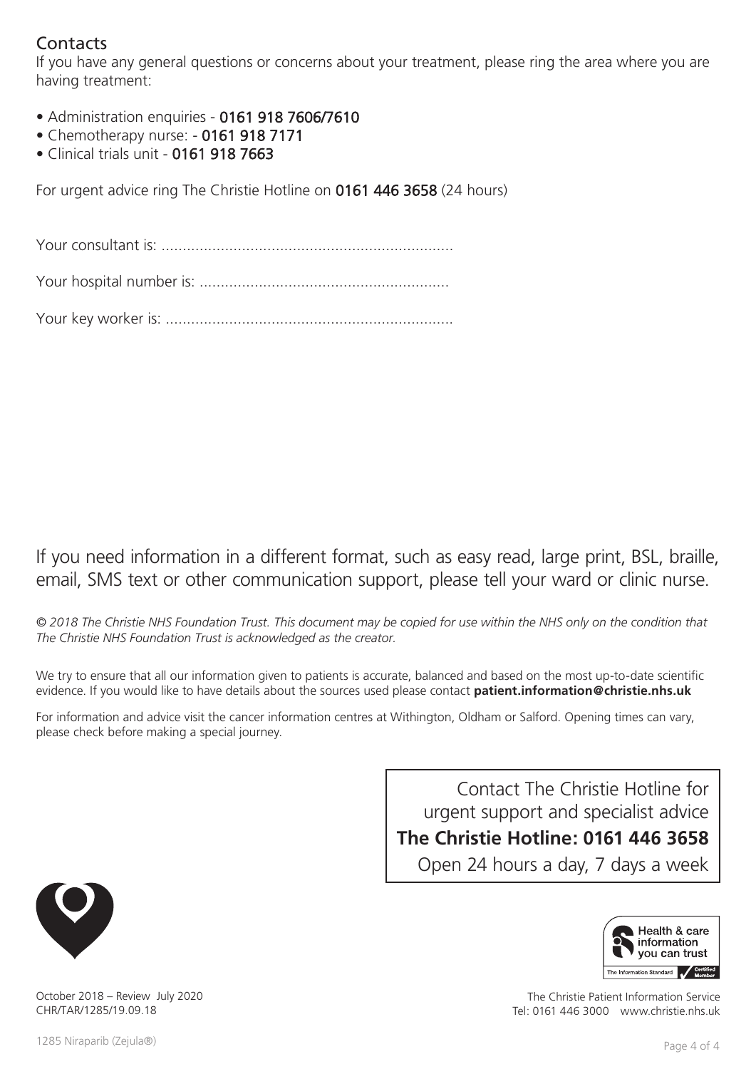## Contacts

If you have any general questions or concerns about your treatment, please ring the area where you are having treatment:

- Administration enquiries - **0161 918 7606/7610**
- Chemotherapy nurse: - **0161 918 7171**
- Clinical trials unit - **0161 918 7663**

For urgent advice ring The Christie Hotline on **0161 446 3658** (24 hours)

Your consultant is: ....................................................................

Your hospital number is: ...........................................................

Your key worker is: ....................................................................

If you need information in a different format, such as easy read, large print, BSL, braille, email, SMS text or other communication support, please tell your ward or clinic nurse.

*© 2018 The Christie NHS Foundation Trust. This document may be copied for use within the NHS only on the condition that The Christie NHS Foundation Trust is acknowledged as the creator.*

We try to ensure that all our information given to patients is accurate, balanced and based on the most up-to-date scientific evidence. If you would like to have details about the sources used please contact **patient.information@christie.nhs.uk**

For information and advice visit the cancer information centres at Withington, Oldham or Salford. Opening times can vary, please check before making a special journey.

Contact The Christie Hotline for urgent support and specialist advice
**The Christie Hotline: 0161 446 3658**
Open 24 hours a day, 7 days a week

Health & care information you can trust
The Information Standard Certified Member

October 2018 – Review July 2020
CHR/TAR/1285/19.09.18

The Christie Patient Information Service
Tel: 0161 446 3000 www.christie.nhs.uk

1285 Niraparib (Zejula®)